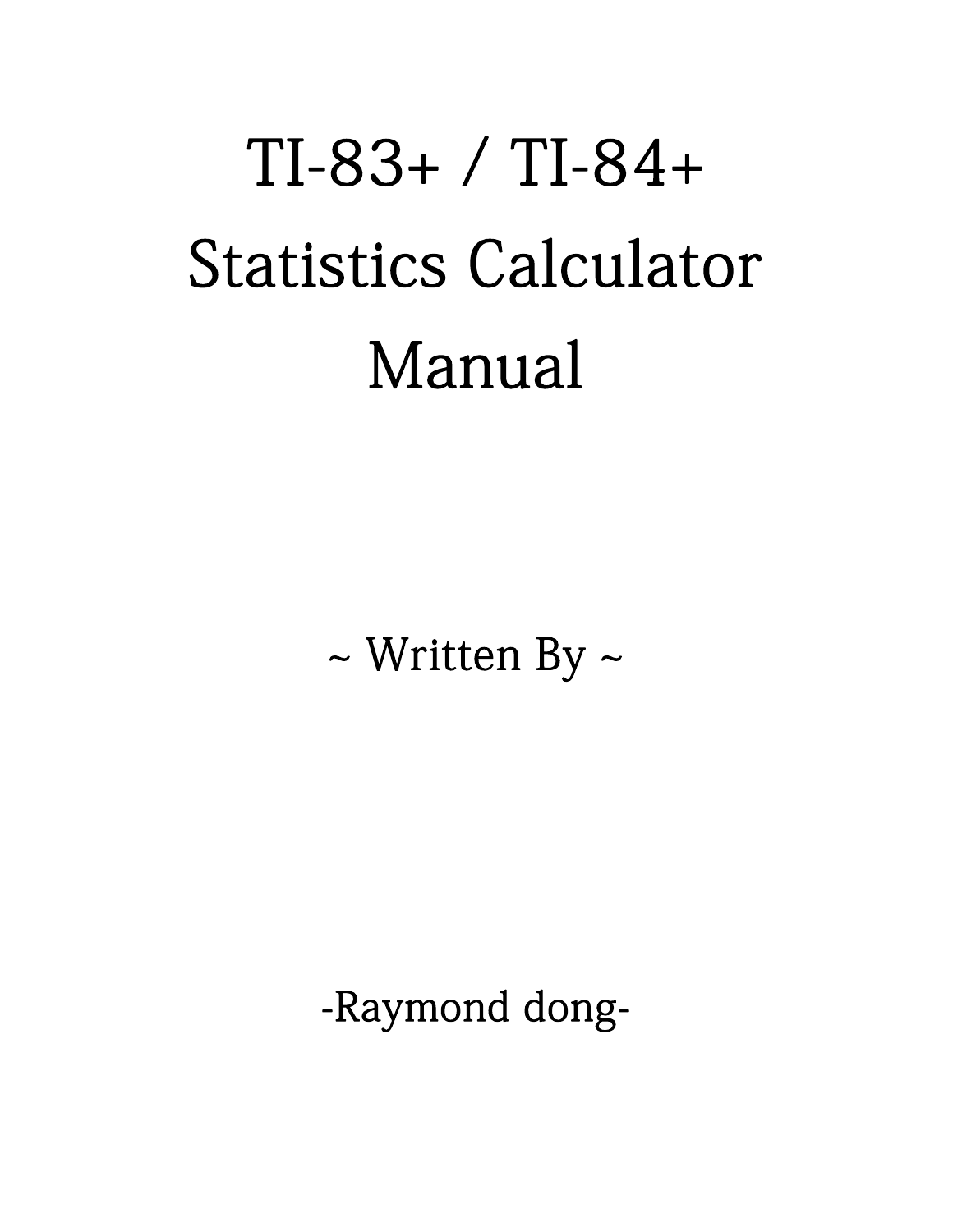# TI-83+ / TI-84+ Statistics Calculator Manual

~ Written By ~

-Raymond dong-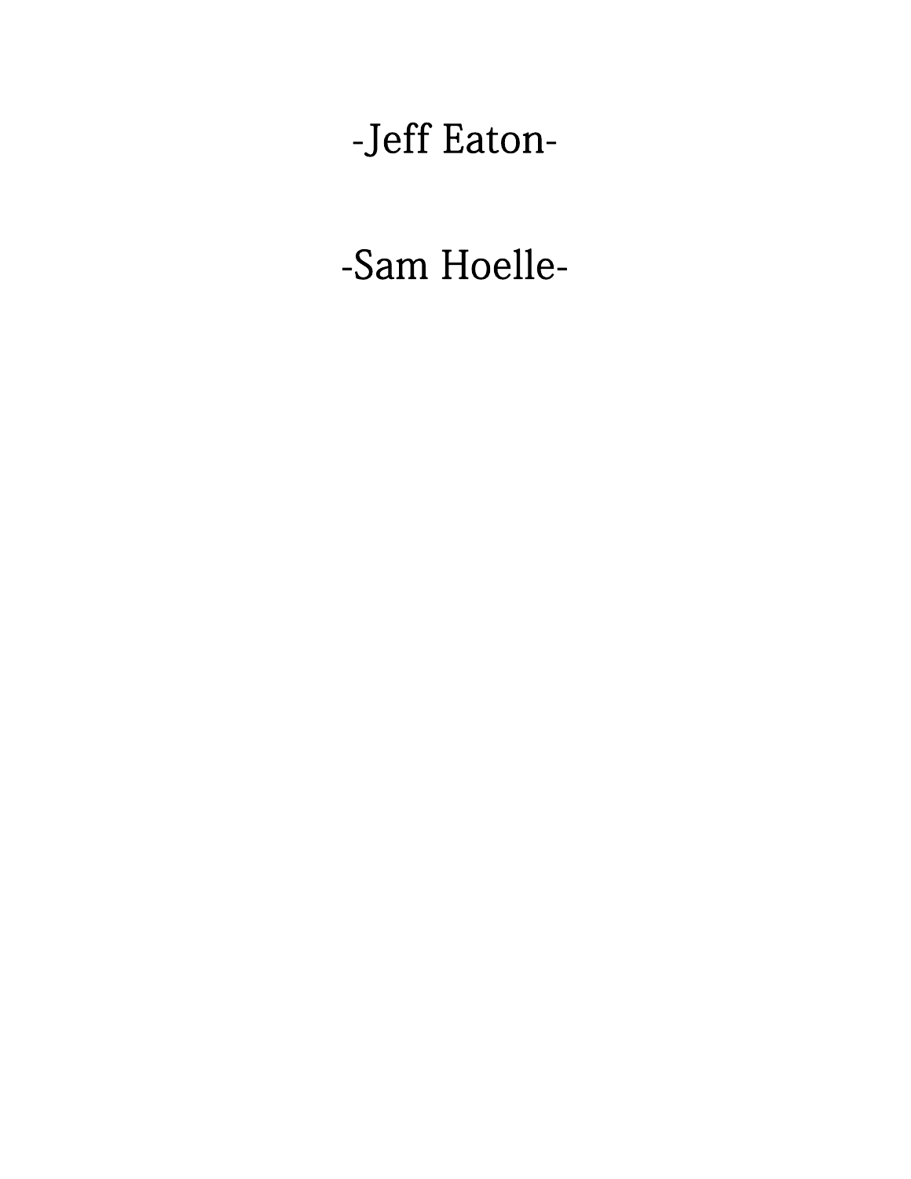-Jeff Eaton-

-Sam Hoelle-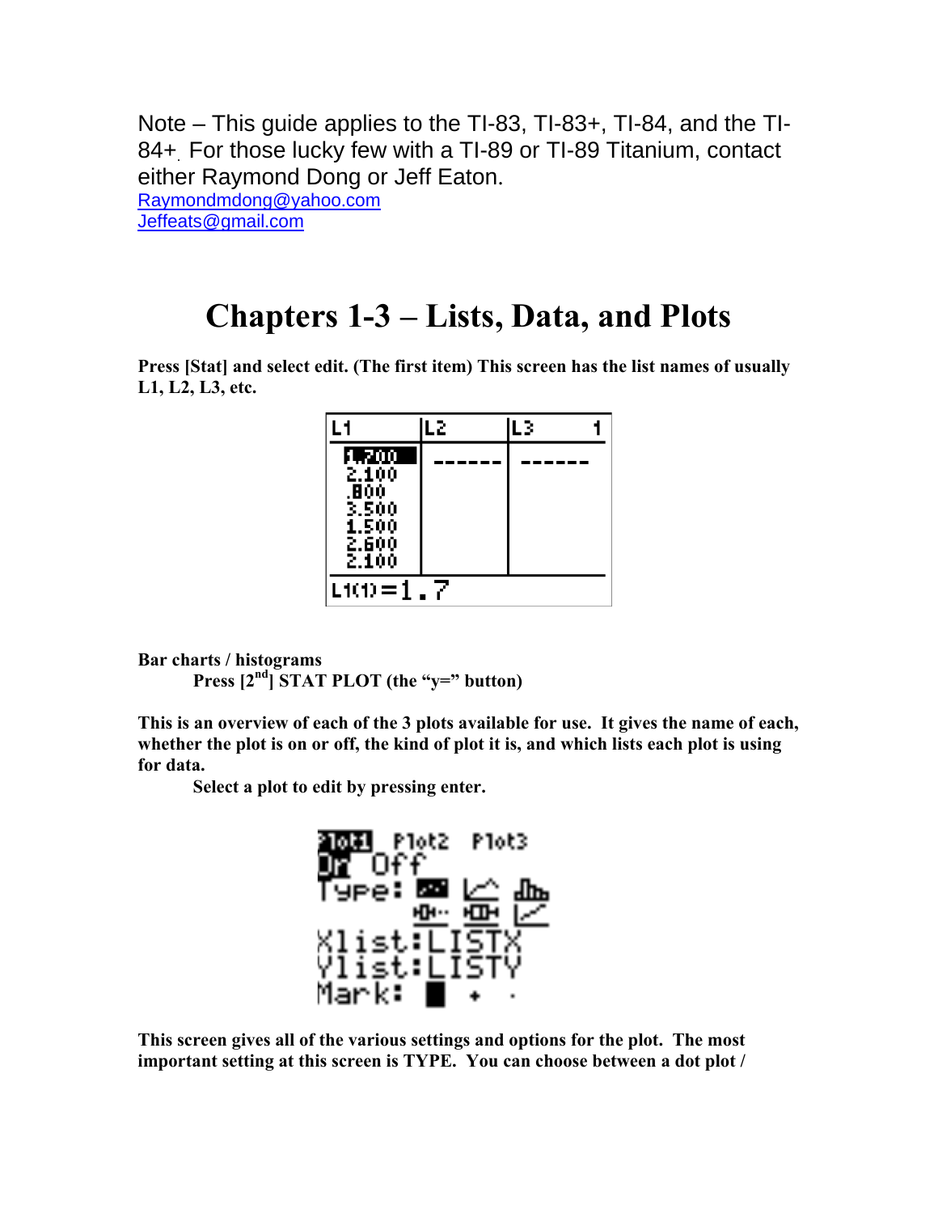Note – This guide applies to the TI-83, TI-83+, TI-84, and the TI-84+. For those lucky few with a TI-89 or TI-89 Titanium, contact either Raymond Dong or Jeff Eaton.
Raymondmdong@yahoo.com
Jeffeats@gmail.com

# Chapters 1-3 – Lists, Data, and Plots

**Press [Stat] and select edit. (The first item) This screen has the list names of usually L1, L2, L3, etc.**

| L1 | L2 | L3 1 |
|---|---|---|
| 1.700 | ------ | ------ |
| 2.100 | | |
| .800 | | |
| 3.500 | | |
| 1.500 | | |
| 2.600 | | |
| 2.100 | | |

L1(1)=1.7

**Bar charts / histograms**

**Press [2nd] STAT PLOT (the "y=" button)**

**This is an overview of each of the 3 plots available for use. It gives the name of each, whether the plot is on or off, the kind of plot it is, and which lists each plot is using for data.**

**Select a plot to edit by pressing enter.**

Plot1 Plot2 Plot3
On Off
Type:
Xlist:LISTX
Ylist:LISTY
Mark: ■ + ·

**This screen gives all of the various settings and options for the plot. The most important setting at this screen is TYPE. You can choose between a dot plot /**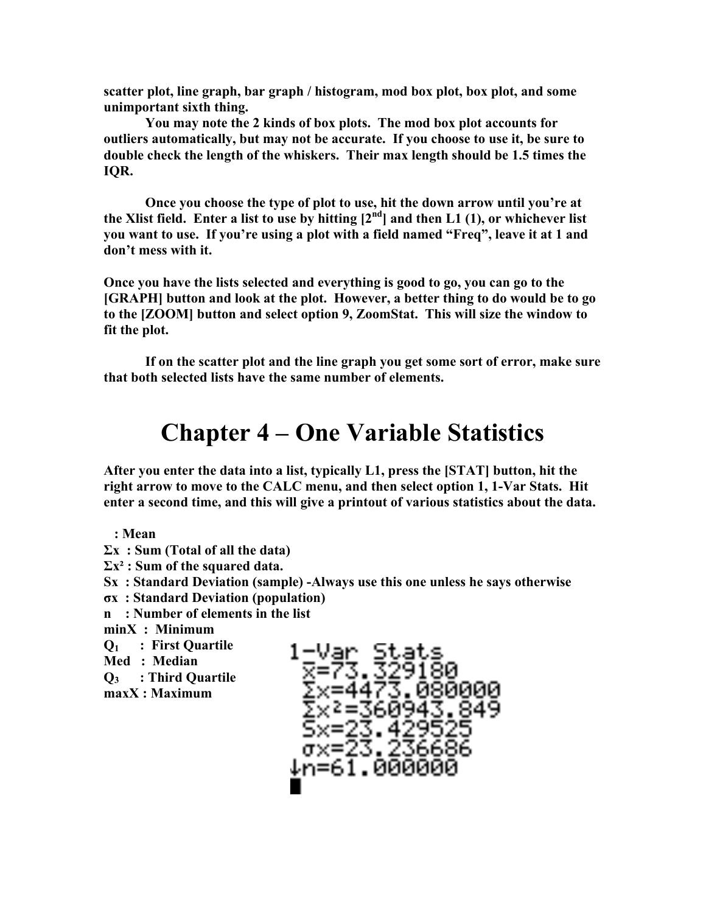**scatter plot, line graph, bar graph / histogram, mod box plot, box plot, and some unimportant sixth thing.**

**You may note the 2 kinds of box plots. The mod box plot accounts for outliers automatically, but may not be accurate. If you choose to use it, be sure to double check the length of the whiskers. Their max length should be 1.5 times the IQR.**

**Once you choose the type of plot to use, hit the down arrow until you're at the Xlist field. Enter a list to use by hitting [2nd] and then L1 (1), or whichever list you want to use. If you're using a plot with a field named "Freq", leave it at 1 and don't mess with it.**

**Once you have the lists selected and everything is good to go, you can go to the [GRAPH] button and look at the plot. However, a better thing to do would be to go to the [ZOOM] button and select option 9, ZoomStat. This will size the window to fit the plot.**

**If on the scatter plot and the line graph you get some sort of error, make sure that both selected lists have the same number of elements.**

# Chapter 4 – One Variable Statistics

**After you enter the data into a list, typically L1, press the [STAT] button, hit the right arrow to move to the CALC menu, and then select option 1, 1-Var Stats. Hit enter a second time, and this will give a printout of various statistics about the data.**

**$\bar{x}$ : Mean**
**$\Sigma x$ : Sum (Total of all the data)**
**$\Sigma x^2$ : Sum of the squared data.**
**Sx : Standard Deviation (sample) -Always use this one unless he says otherwise**
**$\sigma x$ : Standard Deviation (population)**
**n : Number of elements in the list**
**minX : Minimum**
**$Q_1$ : First Quartile**
**Med : Median**
**$Q_3$ : Third Quartile**
**maxX : Maximum**

```
1-Var Stats
 x̄=73.329180
 Σx=4473.080000
 Σx²=360943.849
 Sx=23.429525
 σx=23.236686
↓n=61.000000
```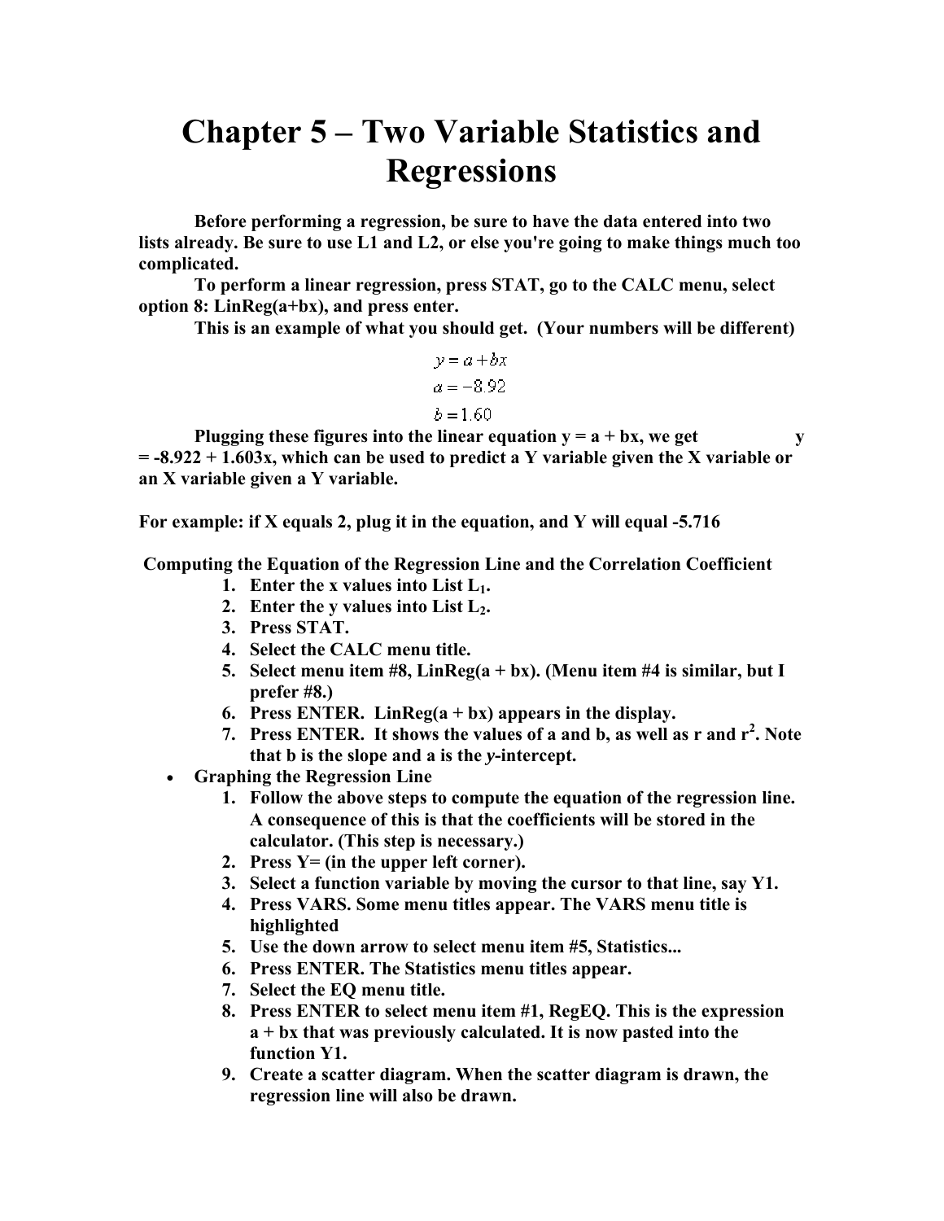# Chapter 5 – Two Variable Statistics and Regressions

**Before performing a regression, be sure to have the data entered into two lists already. Be sure to use L1 and L2, or else you're going to make things much too complicated.**

**To perform a linear regression, press STAT, go to the CALC menu, select option 8: LinReg(a+bx), and press enter.**

**This is an example of what you should get. (Your numbers will be different)**

$$y = a + bx$$
$$a = -8.92$$
$$b = 1.60$$

**Plugging these figures into the linear equation y = a + bx, we get y = -8.922 + 1.603x, which can be used to predict a Y variable given the X variable or an X variable given a Y variable.**

**For example: if X equals 2, plug it in the equation, and Y will equal -5.716**

**Computing the Equation of the Regression Line and the Correlation Coefficient**

1. **Enter the x values into List $L_1$.**
2. **Enter the y values into List $L_2$.**
3. **Press STAT.**
4. **Select the CALC menu title.**
5. **Select menu item #8, LinReg(a + bx). (Menu item #4 is similar, but I prefer #8.)**
6. **Press ENTER. LinReg(a + bx) appears in the display.**
7. **Press ENTER. It shows the values of a and b, as well as r and $r^2$. Note that b is the slope and a is the *y*-intercept.**

- **Graphing the Regression Line**
  1. **Follow the above steps to compute the equation of the regression line. A consequence of this is that the coefficients will be stored in the calculator. (This step is necessary.)**
  2. **Press Y= (in the upper left corner).**
  3. **Select a function variable by moving the cursor to that line, say Y1.**
  4. **Press VARS. Some menu titles appear. The VARS menu title is highlighted**
  5. **Use the down arrow to select menu item #5, Statistics...**
  6. **Press ENTER. The Statistics menu titles appear.**
  7. **Select the EQ menu title.**
  8. **Press ENTER to select menu item #1, RegEQ. This is the expression a + bx that was previously calculated. It is now pasted into the function Y1.**
  9. **Create a scatter diagram. When the scatter diagram is drawn, the regression line will also be drawn.**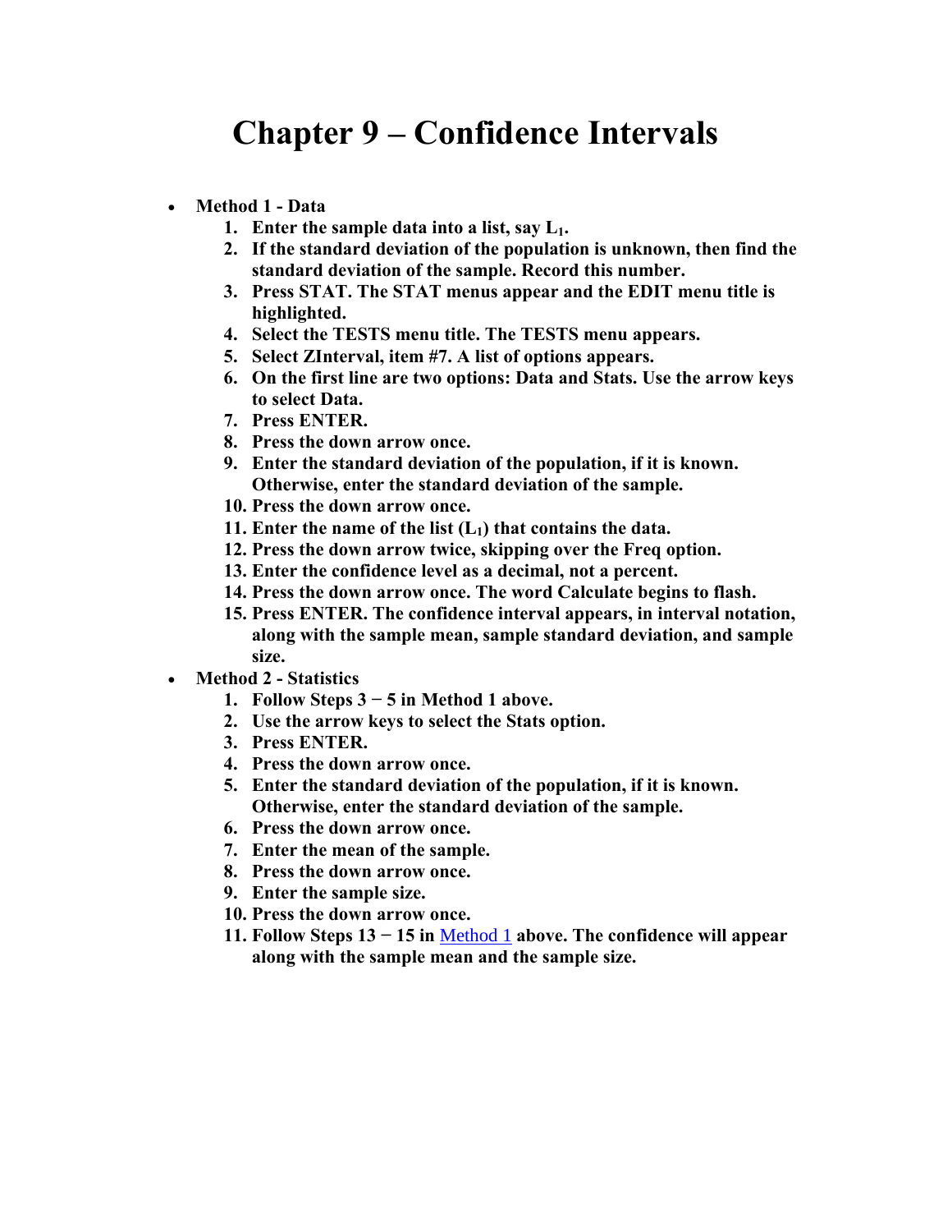# Chapter 9 – Confidence Intervals

- **Method 1 - Data**
  1. **Enter the sample data into a list, say $L_1$.**
  2. **If the standard deviation of the population is unknown, then find the standard deviation of the sample. Record this number.**
  3. **Press STAT. The STAT menus appear and the EDIT menu title is highlighted.**
  4. **Select the TESTS menu title. The TESTS menu appears.**
  5. **Select ZInterval, item #7. A list of options appears.**
  6. **On the first line are two options: Data and Stats. Use the arrow keys to select Data.**
  7. **Press ENTER.**
  8. **Press the down arrow once.**
  9. **Enter the standard deviation of the population, if it is known. Otherwise, enter the standard deviation of the sample.**
  10. **Press the down arrow once.**
  11. **Enter the name of the list ($L_1$) that contains the data.**
  12. **Press the down arrow twice, skipping over the Freq option.**
  13. **Enter the confidence level as a decimal, not a percent.**
  14. **Press the down arrow once. The word Calculate begins to flash.**
  15. **Press ENTER. The confidence interval appears, in interval notation, along with the sample mean, sample standard deviation, and sample size.**
- **Method 2 - Statistics**
  1. **Follow Steps 3 − 5 in Method 1 above.**
  2. **Use the arrow keys to select the Stats option.**
  3. **Press ENTER.**
  4. **Press the down arrow once.**
  5. **Enter the standard deviation of the population, if it is known. Otherwise, enter the standard deviation of the sample.**
  6. **Press the down arrow once.**
  7. **Enter the mean of the sample.**
  8. **Press the down arrow once.**
  9. **Enter the sample size.**
  10. **Press the down arrow once.**
  11. **Follow Steps 13 − 15 in Method 1 above. The confidence will appear along with the sample mean and the sample size.**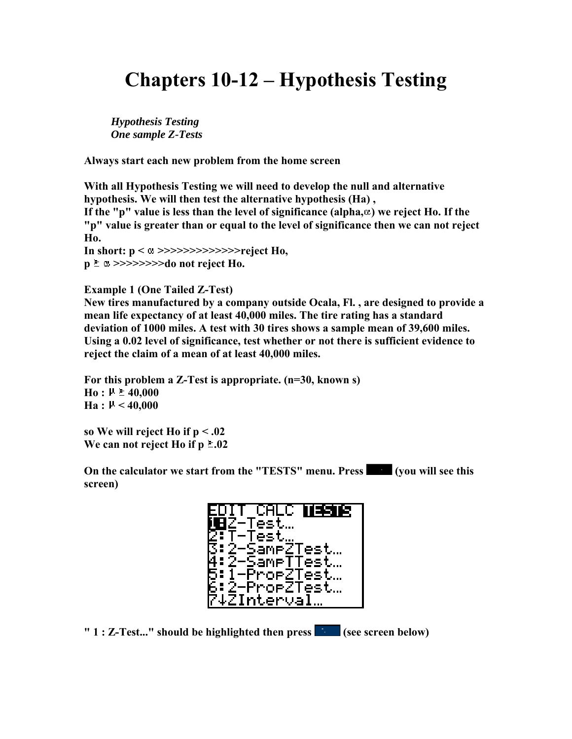# Chapters 10-12 – Hypothesis Testing

***Hypothesis Testing***
***One sample Z-Tests***

**Always start each new problem from the home screen**

**With all Hypothesis Testing we will need to develop the null and alternative hypothesis. We will then test the alternative hypothesis (Ha) ,**
**If the "p" value is less than the level of significance (alpha,$\alpha$) we reject Ho. If the "p" value is greater than or equal to the level of significance then we can not reject Ho.**
**In short: $p < \alpha$ >>>>>>>>>>>>>reject Ho,**
**$p \geq \alpha$ >>>>>>>>do not reject Ho.**

**Example 1 (One Tailed Z-Test)**
**New tires manufactured by a company outside Ocala, Fl. , are designed to provide a mean life expectancy of at least 40,000 miles. The tire rating has a standard deviation of 1000 miles. A test with 30 tires shows a sample mean of 39,600 miles. Using a 0.02 level of significance, test whether or not there is sufficient evidence to reject the claim of a mean of at least 40,000 miles.**

**For this problem a Z-Test is appropriate. (n=30, known s)**
**Ho : $\mu \geq$ 40,000**
**Ha : $\mu <$ 40,000**

**so We will reject Ho if $p < .02$**
**We can not reject Ho if $p \geq .02$**

**On the calculator we start from the "TESTS" menu. Press (you will see this screen)**

```
EDIT CALC TESTS
1:Z-Test…
2:T-Test…
3:2-SampZTest…
4:2-SampTTest…
5:1-PropZTest…
6:2-PropZTest…
7↓ZInterval…
```

**" 1 : Z-Test..." should be highlighted then press (see screen below)**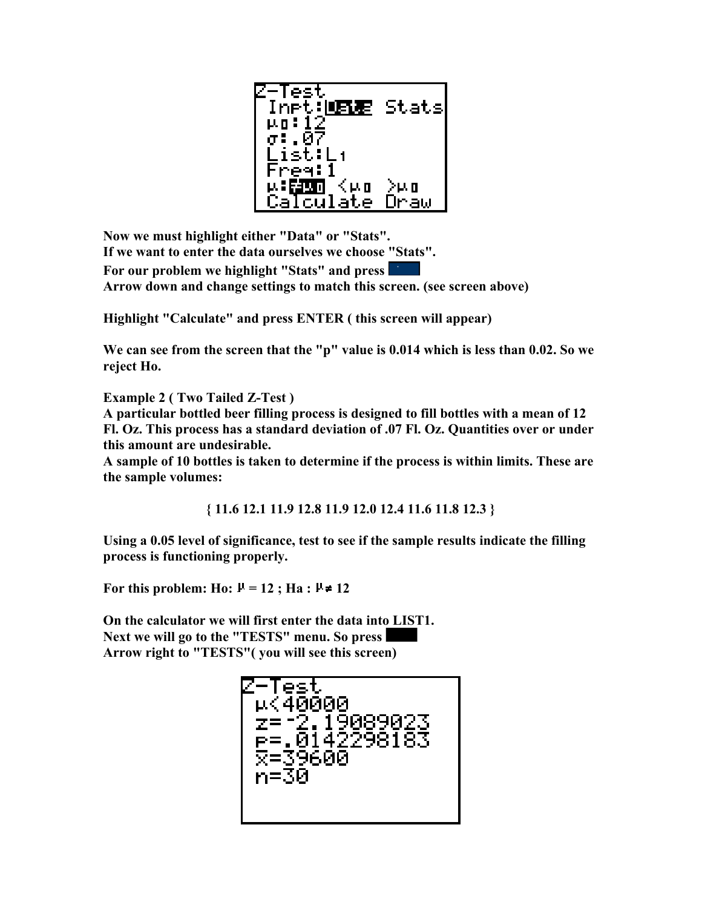**Now we must highlight either "Data" or "Stats".**
**If we want to enter the data ourselves we choose "Stats".**
**For our problem we highlight "Stats" and press**
**Arrow down and change settings to match this screen. (see screen above)**

**Highlight "Calculate" and press ENTER ( this screen will appear)**

**We can see from the screen that the "p" value is 0.014 which is less than 0.02. So we reject Ho.**

**Example 2 ( Two Tailed Z-Test )**
**A particular bottled beer filling process is designed to fill bottles with a mean of 12 Fl. Oz. This process has a standard deviation of .07 Fl. Oz. Quantities over or under this amount are undesirable.**
**A sample of 10 bottles is taken to determine if the process is within limits. These are the sample volumes:**

**{ 11.6 12.1 11.9 12.8 11.9 12.0 12.4 11.6 11.8 12.3 }**

**Using a 0.05 level of significance, test to see if the sample results indicate the filling process is functioning properly.**

**For this problem: Ho: $\mu = 12$ ; Ha : $\mu \neq 12$**

**On the calculator we will first enter the data into LIST1.**
**Next we will go to the "TESTS" menu. So press**
**Arrow right to "TESTS"( you will see this screen)**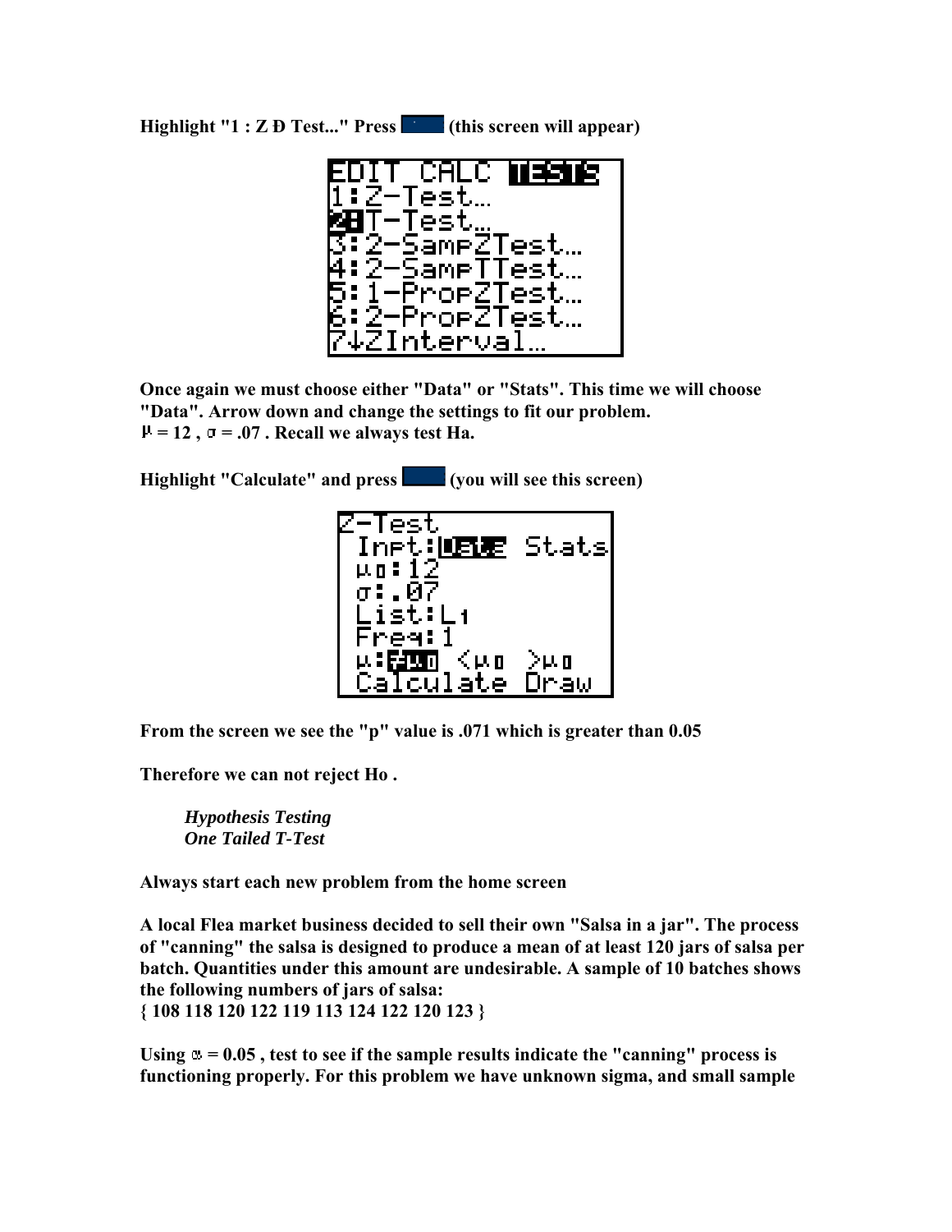**Highlight "1 : Z Ð Test..." Press (this screen will appear)**

**Once again we must choose either "Data" or "Stats". This time we will choose "Data". Arrow down and change the settings to fit our problem.**
**$\mu$ = 12 , $\sigma$ = .07 . Recall we always test Ha.**

**Highlight "Calculate" and press (you will see this screen)**

**From the screen we see the "p" value is .071 which is greater than 0.05**

**Therefore we can not reject Ho .**

***Hypothesis Testing***
***One Tailed T-Test***

**Always start each new problem from the home screen**

**A local Flea market business decided to sell their own "Salsa in a jar". The process of "canning" the salsa is designed to produce a mean of at least 120 jars of salsa per batch. Quantities under this amount are undesirable. A sample of 10 batches shows the following numbers of jars of salsa:**
**{ 108 118 120 122 119 113 124 122 120 123 }**

**Using $\alpha$ = 0.05 , test to see if the sample results indicate the "canning" process is functioning properly. For this problem we have unknown sigma, and small sample**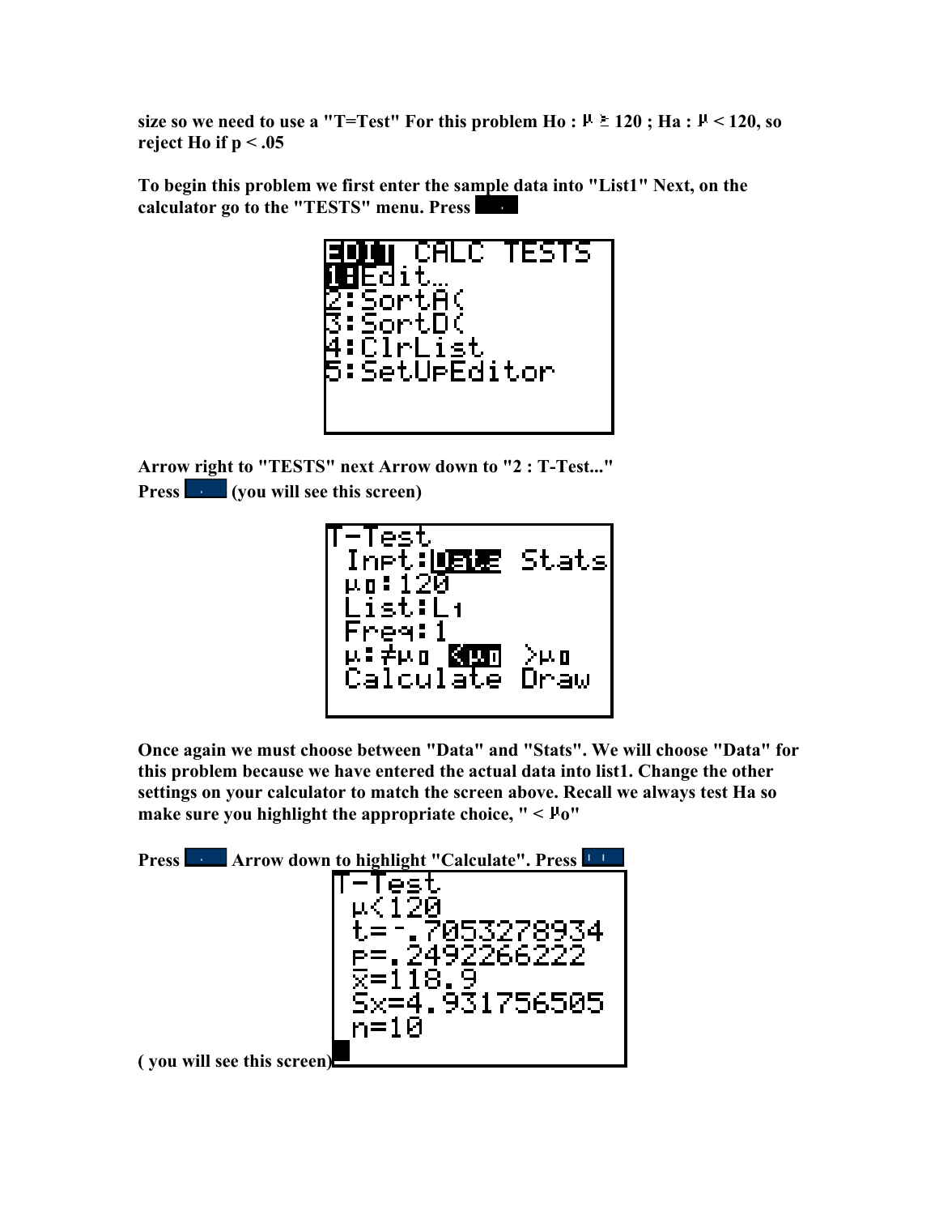size so we need to use a "T=Test" For this problem Ho : $\mu \geq 120$ ; Ha : $\mu < 120$, so reject Ho if $p < .05$

To begin this problem we first enter the sample data into "List1" Next, on the calculator go to the "TESTS" menu. Press

```
EDIT CALC TESTS
1:Edit...
2:SortA(
3:SortD(
4:ClrList
5:SetUpEditor
```

Arrow right to "TESTS" next Arrow down to "2 : T-Test..."
Press (you will see this screen)

```
T-Test
 Inpt:Data Stats
 μ0:120
 List:L1
 Freq:1
 μ:≠μ0 <μ0 >μ0
 Calculate Draw
```

Once again we must choose between "Data" and "Stats". We will choose "Data" for this problem because we have entered the actual data into list1. Change the other settings on your calculator to match the screen above. Recall we always test Ha so make sure you highlight the appropriate choice, " < $\mu$o"

Press Arrow down to highlight "Calculate". Press

```
T-Test
 μ<120
 t=-.7053278934
 p=.2492266222
 x̄=118.9
 Sx=4.931756505
 n=10
```

( you will see this screen)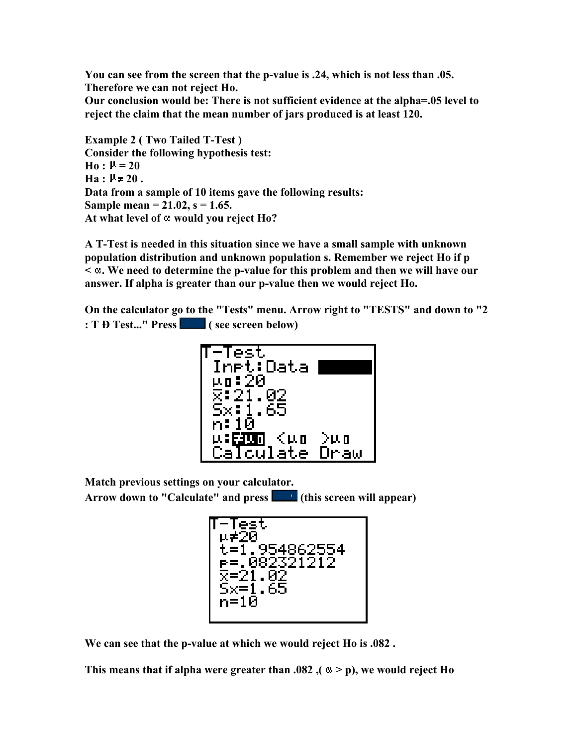**You can see from the screen that the p-value is .24, which is not less than .05. Therefore we can not reject Ho.**
**Our conclusion would be: There is not sufficient evidence at the alpha=.05 level to reject the claim that the mean number of jars produced is at least 120.**

**Example 2 ( Two Tailed T-Test )**
**Consider the following hypothesis test:**
**Ho : $\mu = 20$**
**Ha : $\mu \neq 20$ .**
**Data from a sample of 10 items gave the following results:**
**Sample mean = 21.02, s = 1.65.**
**At what level of $\alpha$ would you reject Ho?**

**A T-Test is needed in this situation since we have a small sample with unknown population distribution and unknown population s. Remember we reject Ho if p < $\alpha$. We need to determine the p-value for this problem and then we will have our answer. If alpha is greater than our p-value then we would reject Ho.**

**On the calculator go to the "Tests" menu. Arrow right to "TESTS" and down to "2 : T Ð Test..." Press ( see screen below)**

```
T-Test
 Inpt:Data Stats
 μ0:20
 x̄:21.02
 Sx:1.65
 n:10
 μ:≠μ0 <μ0 >μ0
 Calculate Draw
```

**Match previous settings on your calculator.**
**Arrow down to "Calculate" and press (this screen will appear)**

```
T-Test
 μ≠20
 t=1.954862554
 p=.082321212
 x̄=21.02
 Sx=1.65
 n=10
```

**We can see that the p-value at which we would reject Ho is .082 .**

**This means that if alpha were greater than .082 ,( $\alpha > p$), we would reject Ho**